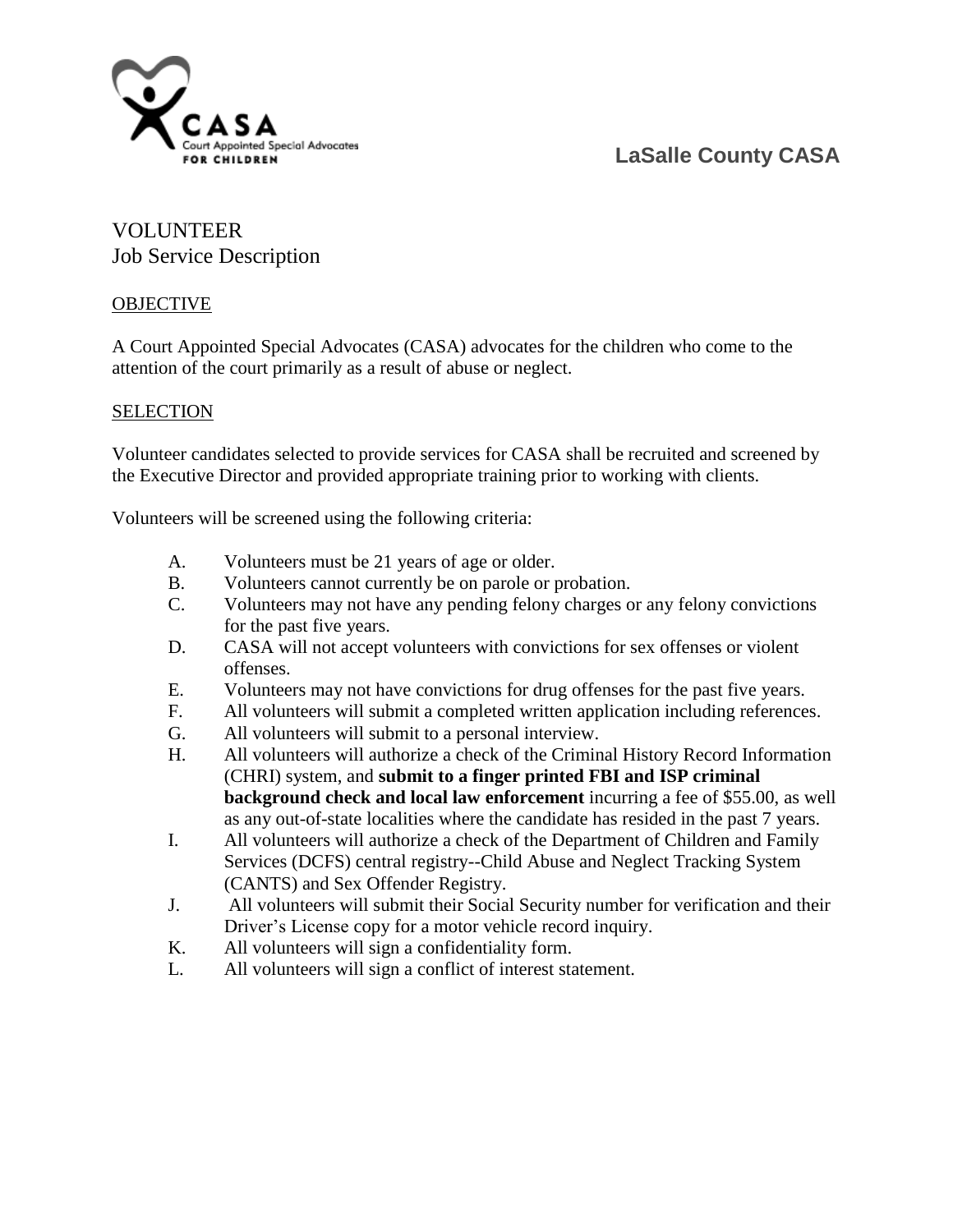CASA
Court Appointed Special Advocates
FOR CHILDREN

**LaSalle County CASA**

# VOLUNTEER
## Job Service Description

### OBJECTIVE

A Court Appointed Special Advocates (CASA) advocates for the children who come to the attention of the court primarily as a result of abuse or neglect.

### SELECTION

Volunteer candidates selected to provide services for CASA shall be recruited and screened by the Executive Director and provided appropriate training prior to working with clients.

Volunteers will be screened using the following criteria:

A. Volunteers must be 21 years of age or older.
B. Volunteers cannot currently be on parole or probation.
C. Volunteers may not have any pending felony charges or any felony convictions for the past five years.
D. CASA will not accept volunteers with convictions for sex offenses or violent offenses.
E. Volunteers may not have convictions for drug offenses for the past five years.
F. All volunteers will submit a completed written application including references.
G. All volunteers will submit to a personal interview.
H. All volunteers will authorize a check of the Criminal History Record Information (CHRI) system, and **submit to a finger printed FBI and ISP criminal background check and local law enforcement** incurring a fee of $55.00, as well as any out-of-state localities where the candidate has resided in the past 7 years.
I. All volunteers will authorize a check of the Department of Children and Family Services (DCFS) central registry--Child Abuse and Neglect Tracking System (CANTS) and Sex Offender Registry.
J. All volunteers will submit their Social Security number for verification and their Driver's License copy for a motor vehicle record inquiry.
K. All volunteers will sign a confidentiality form.
L. All volunteers will sign a conflict of interest statement.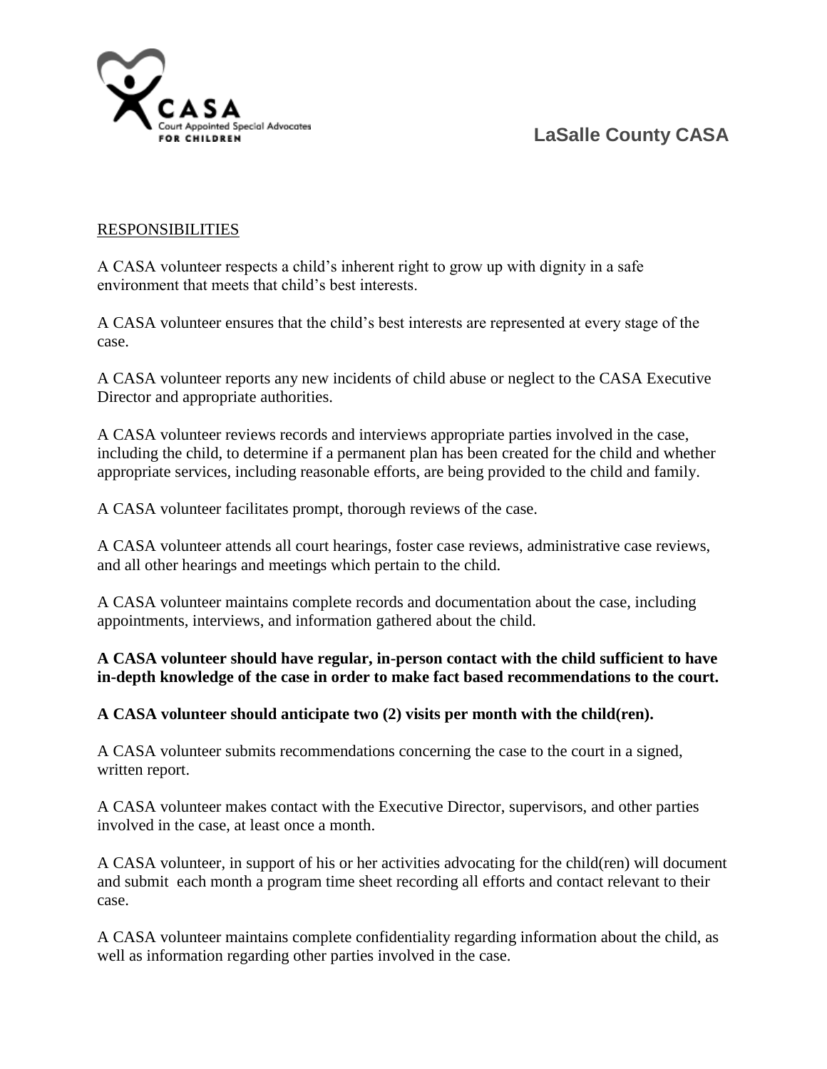**LaSalle County CASA**

RESPONSIBILITIES

A CASA volunteer respects a child's inherent right to grow up with dignity in a safe environment that meets that child's best interests.

A CASA volunteer ensures that the child's best interests are represented at every stage of the case.

A CASA volunteer reports any new incidents of child abuse or neglect to the CASA Executive Director and appropriate authorities.

A CASA volunteer reviews records and interviews appropriate parties involved in the case, including the child, to determine if a permanent plan has been created for the child and whether appropriate services, including reasonable efforts, are being provided to the child and family.

A CASA volunteer facilitates prompt, thorough reviews of the case.

A CASA volunteer attends all court hearings, foster case reviews, administrative case reviews, and all other hearings and meetings which pertain to the child.

A CASA volunteer maintains complete records and documentation about the case, including appointments, interviews, and information gathered about the child.

**A CASA volunteer should have regular, in-person contact with the child sufficient to have in-depth knowledge of the case in order to make fact based recommendations to the court.**

**A CASA volunteer should anticipate two (2) visits per month with the child(ren).**

A CASA volunteer submits recommendations concerning the case to the court in a signed, written report.

A CASA volunteer makes contact with the Executive Director, supervisors, and other parties involved in the case, at least once a month.

A CASA volunteer, in support of his or her activities advocating for the child(ren) will document and submit each month a program time sheet recording all efforts and contact relevant to their case.

A CASA volunteer maintains complete confidentiality regarding information about the child, as well as information regarding other parties involved in the case.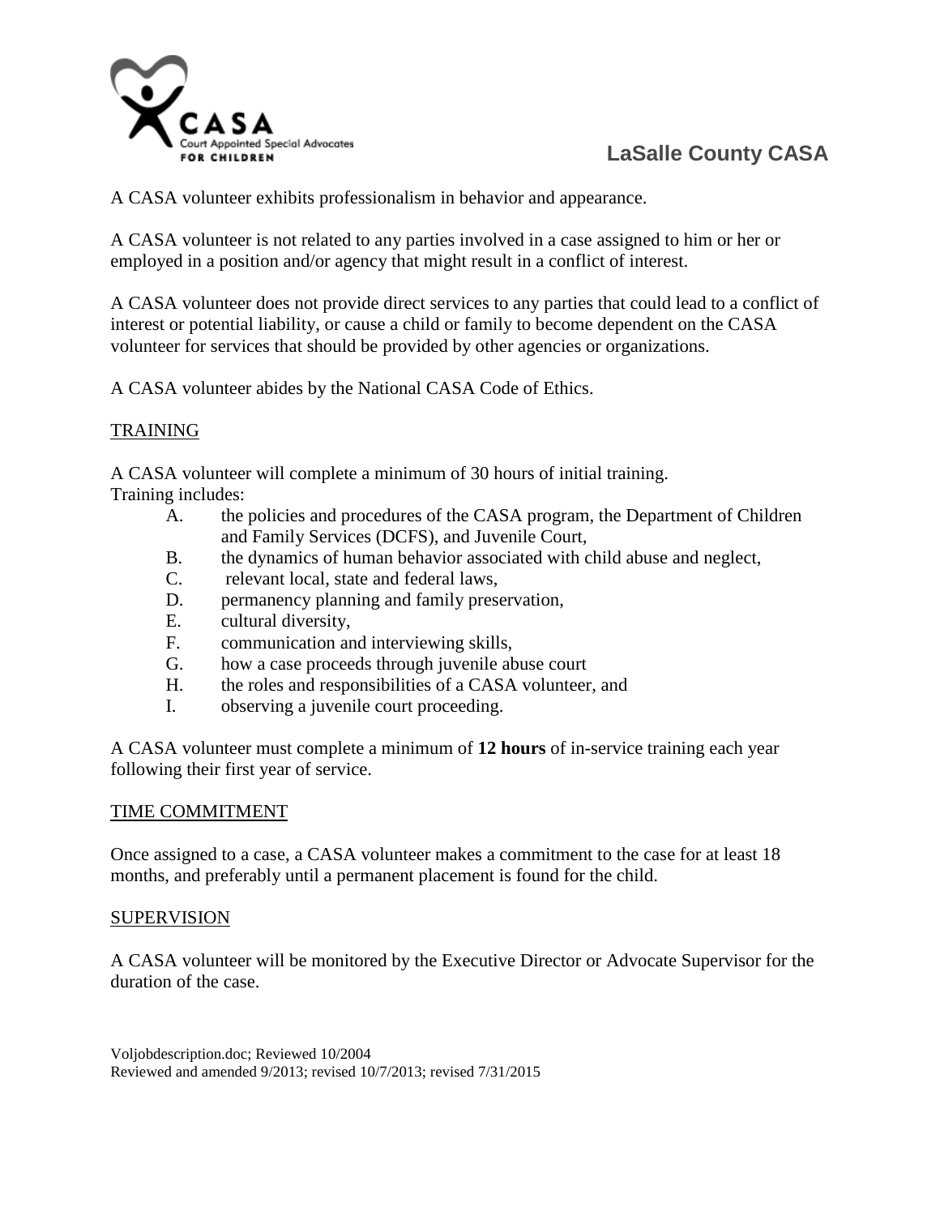A CASA volunteer exhibits professionalism in behavior and appearance.

A CASA volunteer is not related to any parties involved in a case assigned to him or her or employed in a position and/or agency that might result in a conflict of interest.

A CASA volunteer does not provide direct services to any parties that could lead to a conflict of interest or potential liability, or cause a child or family to become dependent on the CASA volunteer for services that should be provided by other agencies or organizations.

A CASA volunteer abides by the National CASA Code of Ethics.

## TRAINING

A CASA volunteer will complete a minimum of 30 hours of initial training.
Training includes:

- A. the policies and procedures of the CASA program, the Department of Children and Family Services (DCFS), and Juvenile Court,
- B. the dynamics of human behavior associated with child abuse and neglect,
- C. relevant local, state and federal laws,
- D. permanency planning and family preservation,
- E. cultural diversity,
- F. communication and interviewing skills,
- G. how a case proceeds through juvenile abuse court
- H. the roles and responsibilities of a CASA volunteer, and
- I. observing a juvenile court proceeding.

A CASA volunteer must complete a minimum of **12 hours** of in-service training each year following their first year of service.

## TIME COMMITMENT

Once assigned to a case, a CASA volunteer makes a commitment to the case for at least 18 months, and preferably until a permanent placement is found for the child.

## SUPERVISION

A CASA volunteer will be monitored by the Executive Director or Advocate Supervisor for the duration of the case.

Voljobdescription.doc; Reviewed 10/2004
Reviewed and amended 9/2013; revised 10/7/2013; revised 7/31/2015